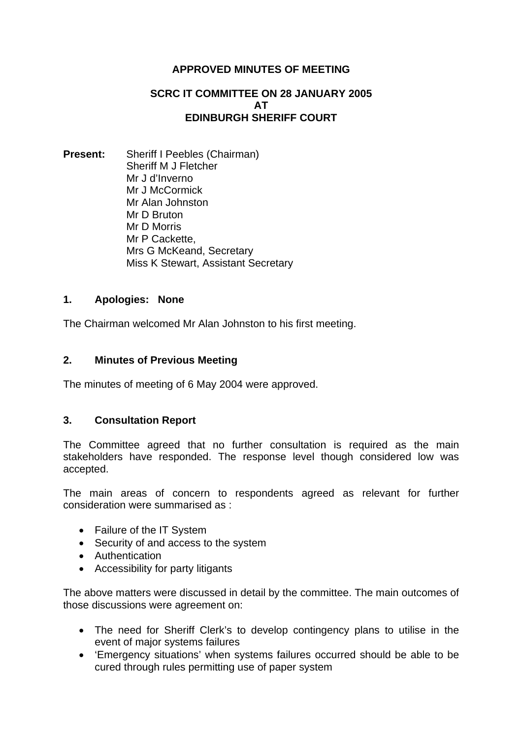**APPROVED MINUTES OF MEETING**

**SCRC IT COMMITTEE ON 28 JANUARY 2005**
**AT**
**EDINBURGH SHERIFF COURT**

**Present:** Sheriff I Peebles (Chairman)
Sheriff M J Fletcher
Mr J d'Inverno
Mr J McCormick
Mr Alan Johnston
Mr D Bruton
Mr D Morris
Mr P Cackette,
Mrs G McKeand, Secretary
Miss K Stewart, Assistant Secretary

## 1. Apologies: None

The Chairman welcomed Mr Alan Johnston to his first meeting.

## 2. Minutes of Previous Meeting

The minutes of meeting of 6 May 2004 were approved.

## 3. Consultation Report

The Committee agreed that no further consultation is required as the main stakeholders have responded. The response level though considered low was accepted.

The main areas of concern to respondents agreed as relevant for further consideration were summarised as :

- Failure of the IT System
- Security of and access to the system
- Authentication
- Accessibility for party litigants

The above matters were discussed in detail by the committee. The main outcomes of those discussions were agreement on:

- The need for Sheriff Clerk's to develop contingency plans to utilise in the event of major systems failures
- 'Emergency situations' when systems failures occurred should be able to be cured through rules permitting use of paper system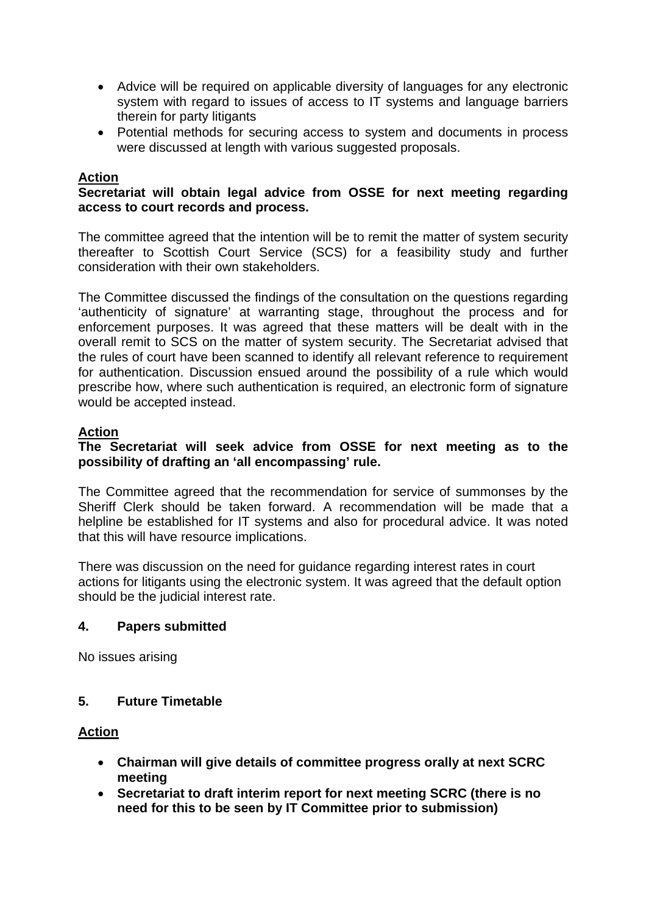- Advice will be required on applicable diversity of languages for any electronic system with regard to issues of access to IT systems and language barriers therein for party litigants
- Potential methods for securing access to system and documents in process were discussed at length with various suggested proposals.

**Action**

**Secretariat will obtain legal advice from OSSE for next meeting regarding access to court records and process.**

The committee agreed that the intention will be to remit the matter of system security thereafter to Scottish Court Service (SCS) for a feasibility study and further consideration with their own stakeholders.

The Committee discussed the findings of the consultation on the questions regarding 'authenticity of signature' at warranting stage, throughout the process and for enforcement purposes. It was agreed that these matters will be dealt with in the overall remit to SCS on the matter of system security. The Secretariat advised that the rules of court have been scanned to identify all relevant reference to requirement for authentication. Discussion ensued around the possibility of a rule which would prescribe how, where such authentication is required, an electronic form of signature would be accepted instead.

**Action**

**The Secretariat will seek advice from OSSE for next meeting as to the possibility of drafting an 'all encompassing' rule.**

The Committee agreed that the recommendation for service of summonses by the Sheriff Clerk should be taken forward. A recommendation will be made that a helpline be established for IT systems and also for procedural advice. It was noted that this will have resource implications.

There was discussion on the need for guidance regarding interest rates in court actions for litigants using the electronic system. It was agreed that the default option should be the judicial interest rate.

## 4. Papers submitted

No issues arising

## 5. Future Timetable

**Action**

- **Chairman will give details of committee progress orally at next SCRC meeting**
- **Secretariat to draft interim report for next meeting SCRC (there is no need for this to be seen by IT Committee prior to submission)**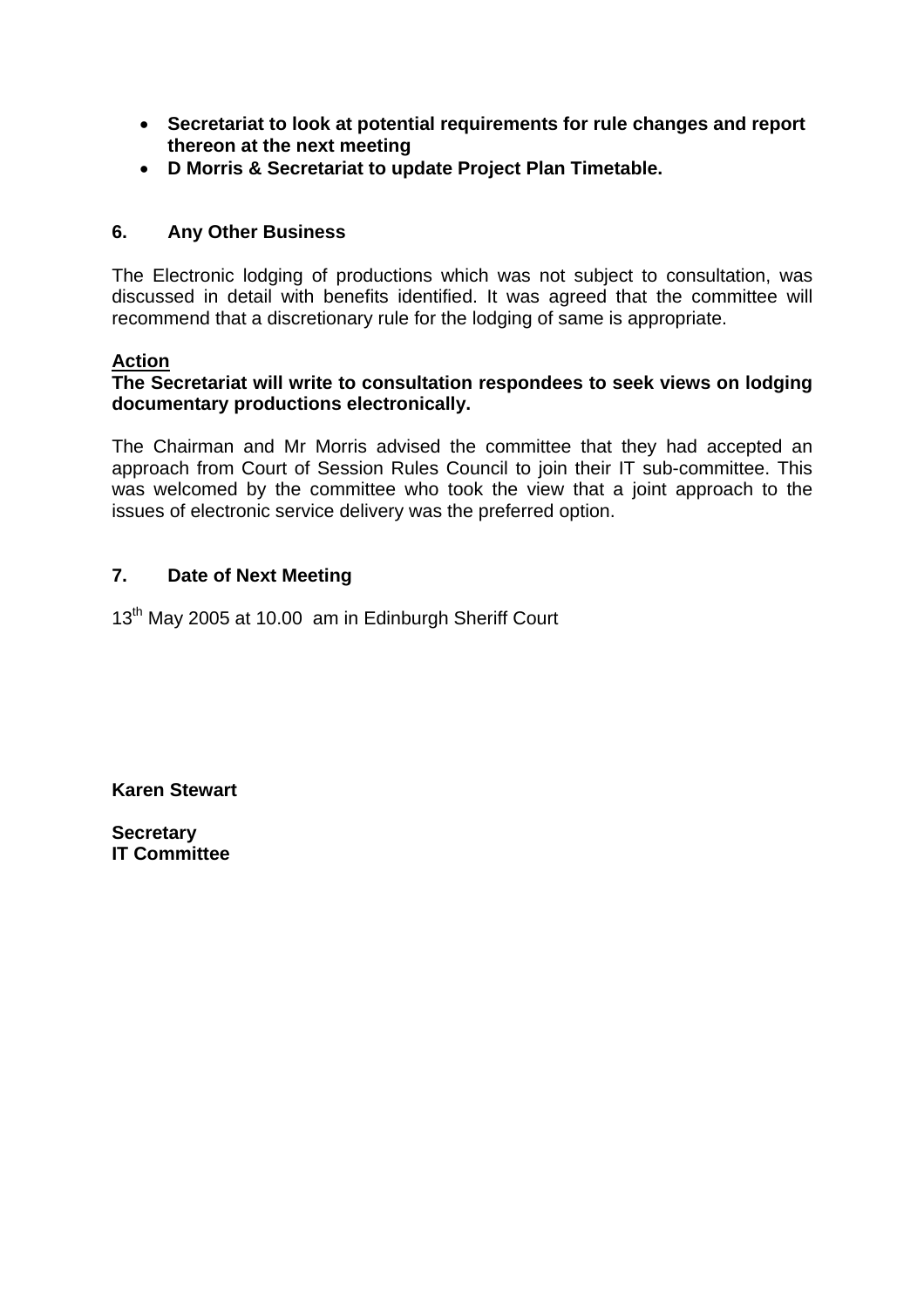- **Secretariat to look at potential requirements for rule changes and report thereon at the next meeting**
- **D Morris & Secretariat to update Project Plan Timetable.**

## 6. Any Other Business

The Electronic lodging of productions which was not subject to consultation, was discussed in detail with benefits identified. It was agreed that the committee will recommend that a discretionary rule for the lodging of same is appropriate.

**Action**
**The Secretariat will write to consultation respondees to seek views on lodging documentary productions electronically.**

The Chairman and Mr Morris advised the committee that they had accepted an approach from Court of Session Rules Council to join their IT sub-committee. This was welcomed by the committee who took the view that a joint approach to the issues of electronic service delivery was the preferred option.

## 7. Date of Next Meeting

13th May 2005 at 10.00 am in Edinburgh Sheriff Court

**Karen Stewart**

**Secretary**
**IT Committee**